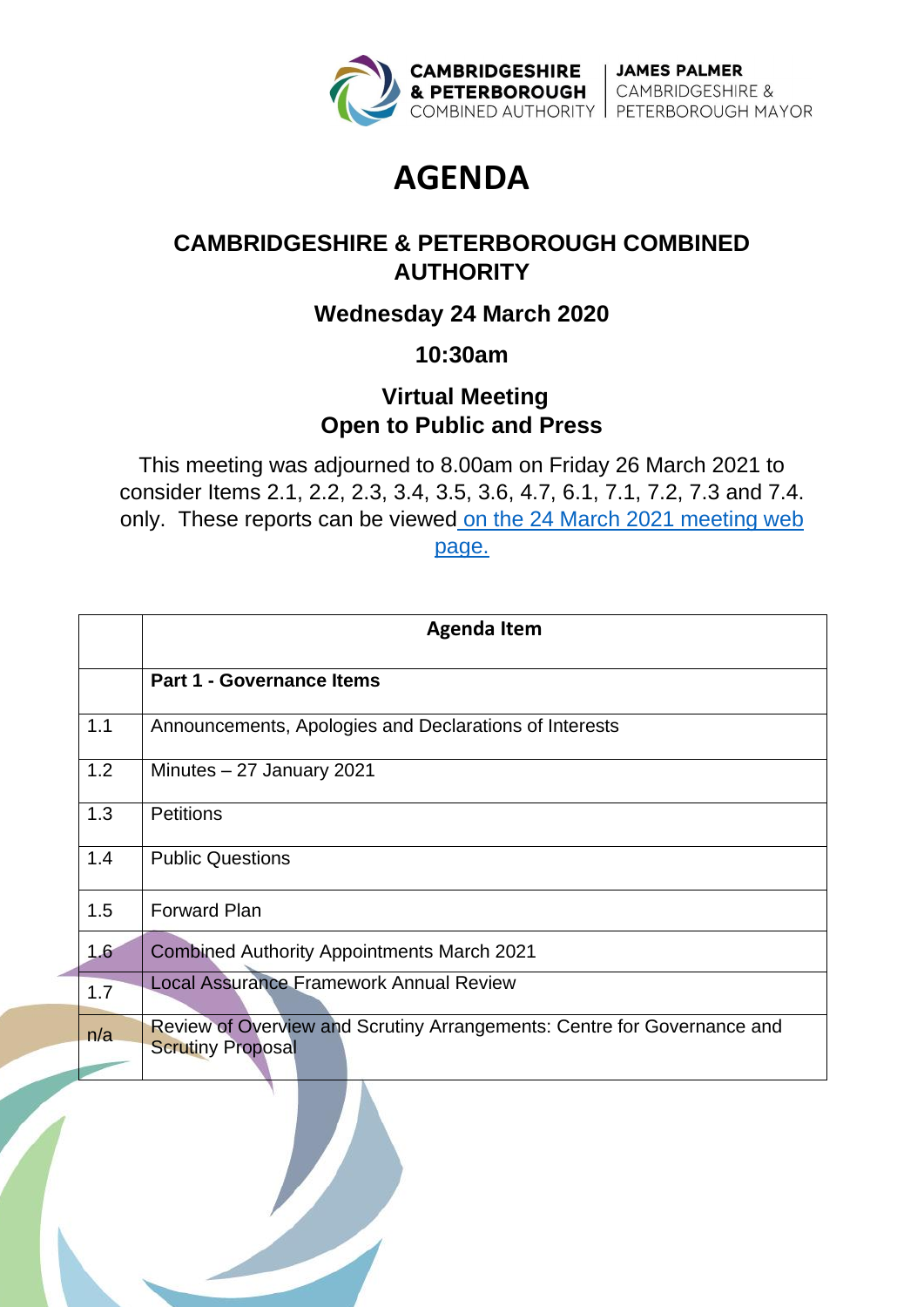CAMBRIDGESHIRE & PETERBOROUGH COMBINED AUTHORITY | JAMES PALMER CAMBRIDGESHIRE & PETERBOROUGH MAYOR

# AGENDA

## CAMBRIDGESHIRE & PETERBOROUGH COMBINED AUTHORITY

### Wednesday 24 March 2020

### 10:30am

### Virtual Meeting
### Open to Public and Press

This meeting was adjourned to 8.00am on Friday 26 March 2021 to consider Items 2.1, 2.2, 2.3, 3.4, 3.5, 3.6, 4.7, 6.1, 7.1, 7.2, 7.3 and 7.4. only. These reports can be viewed [on the 24 March 2021 meeting web page.]

| | Agenda Item |
|---|---|
| | **Part 1 - Governance Items** |
| 1.1 | Announcements, Apologies and Declarations of Interests |
| 1.2 | Minutes – 27 January 2021 |
| 1.3 | Petitions |
| 1.4 | Public Questions |
| 1.5 | Forward Plan |
| 1.6 | Combined Authority Appointments March 2021 |
| 1.7 | Local Assurance Framework Annual Review |
| n/a | Review of Overview and Scrutiny Arrangements: Centre for Governance and Scrutiny Proposal |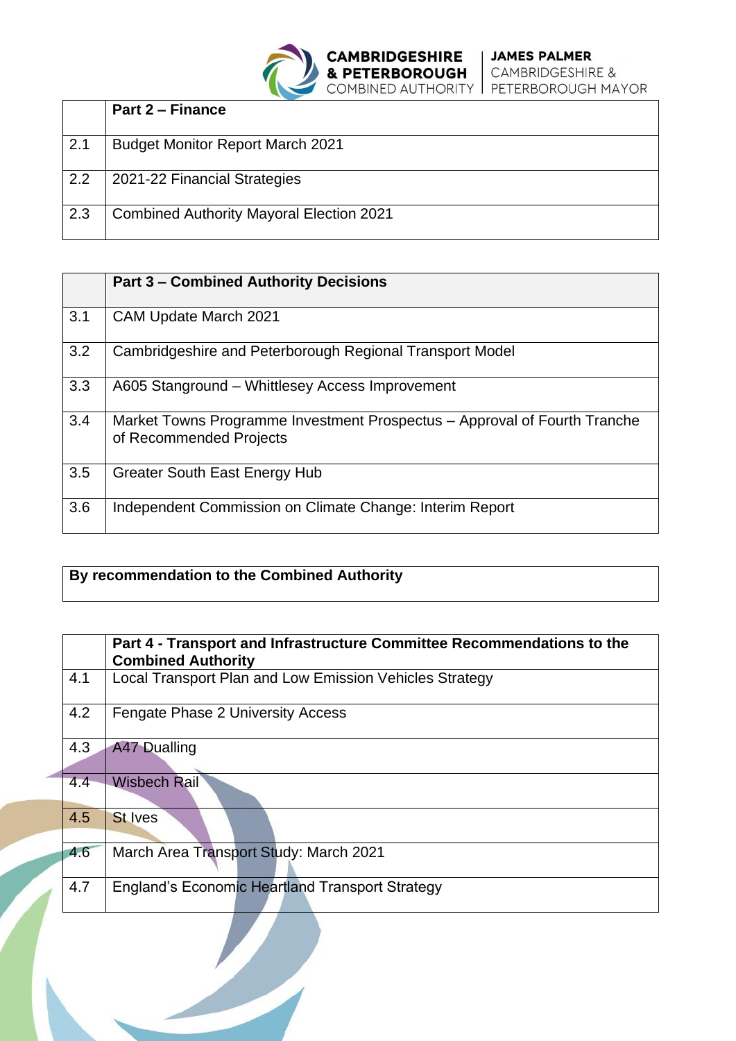| | Part 2 – Finance |
|---|---|
| 2.1 | Budget Monitor Report March 2021 |
| 2.2 | 2021-22 Financial Strategies |
| 2.3 | Combined Authority Mayoral Election 2021 |

| | Part 3 – Combined Authority Decisions |
|---|---|
| 3.1 | CAM Update March 2021 |
| 3.2 | Cambridgeshire and Peterborough Regional Transport Model |
| 3.3 | A605 Stanground – Whittlesey Access Improvement |
| 3.4 | Market Towns Programme Investment Prospectus – Approval of Fourth Tranche of Recommended Projects |
| 3.5 | Greater South East Energy Hub |
| 3.6 | Independent Commission on Climate Change: Interim Report |

**By recommendation to the Combined Authority**

| | Part 4 - Transport and Infrastructure Committee Recommendations to the Combined Authority |
|---|---|
| 4.1 | Local Transport Plan and Low Emission Vehicles Strategy |
| 4.2 | Fengate Phase 2 University Access |
| 4.3 | A47 Dualling |
| 4.4 | Wisbech Rail |
| 4.5 | St Ives |
| 4.6 | March Area Transport Study: March 2021 |
| 4.7 | England's Economic Heartland Transport Strategy |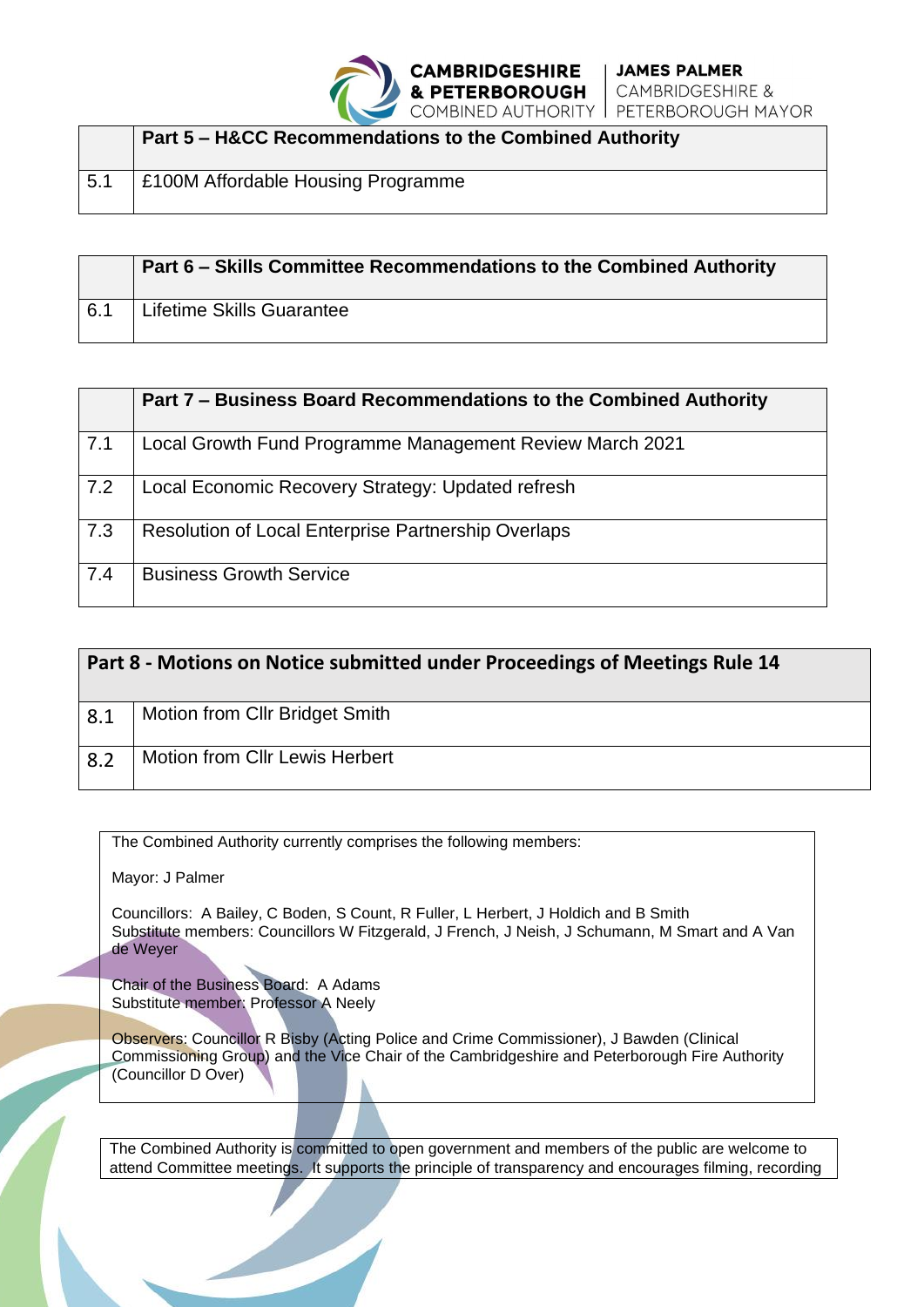| | Part 5 – H&CC Recommendations to the Combined Authority |
|---|---|
| 5.1 | £100M Affordable Housing Programme |

| | Part 6 – Skills Committee Recommendations to the Combined Authority |
|---|---|
| 6.1 | Lifetime Skills Guarantee |

| | Part 7 – Business Board Recommendations to the Combined Authority |
|---|---|
| 7.1 | Local Growth Fund Programme Management Review March 2021 |
| 7.2 | Local Economic Recovery Strategy: Updated refresh |
| 7.3 | Resolution of Local Enterprise Partnership Overlaps |
| 7.4 | Business Growth Service |

| Part 8 - Motions on Notice submitted under Proceedings of Meetings Rule 14 | |
|---|---|
| 8.1 | Motion from Cllr Bridget Smith |
| 8.2 | Motion from Cllr Lewis Herbert |

The Combined Authority currently comprises the following members:

Mayor: J Palmer

Councillors: A Bailey, C Boden, S Count, R Fuller, L Herbert, J Holdich and B Smith
Substitute members: Councillors W Fitzgerald, J French, J Neish, J Schumann, M Smart and A Van de Weyer

Chair of the Business Board: A Adams
Substitute member: Professor A Neely

Observers: Councillor R Bisby (Acting Police and Crime Commissioner), J Bawden (Clinical Commissioning Group) and the Vice Chair of the Cambridgeshire and Peterborough Fire Authority (Councillor D Over)

The Combined Authority is committed to open government and members of the public are welcome to attend Committee meetings. It supports the principle of transparency and encourages filming, recording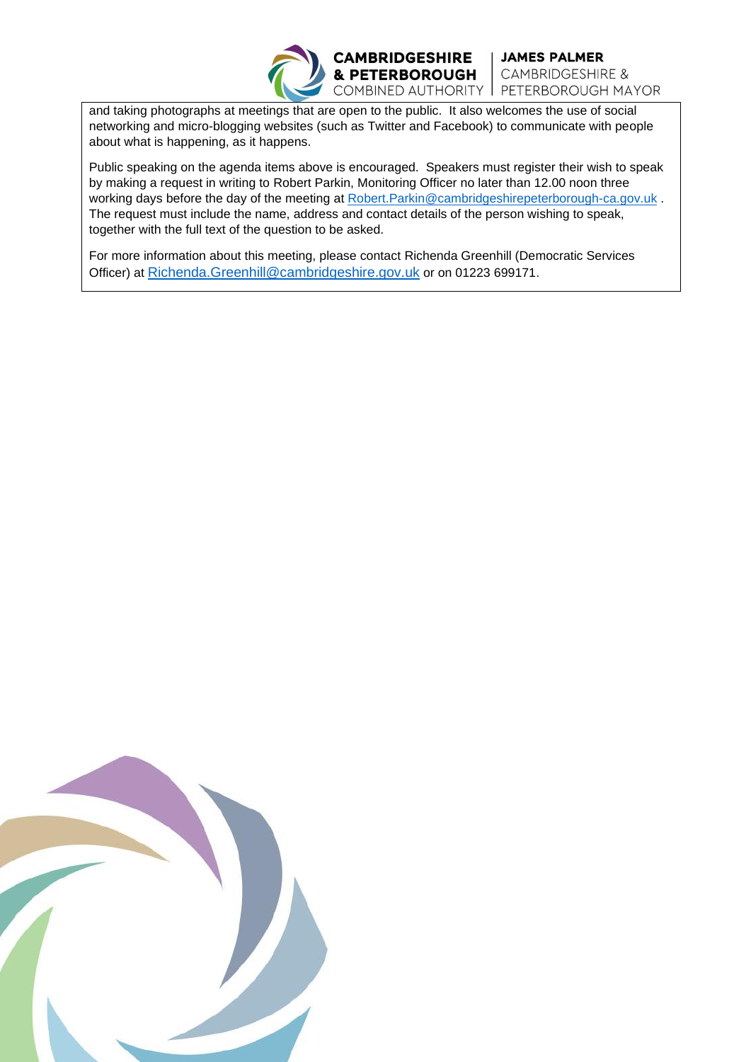and taking photographs at meetings that are open to the public. It also welcomes the use of social networking and micro-blogging websites (such as Twitter and Facebook) to communicate with people about what is happening, as it happens.

Public speaking on the agenda items above is encouraged. Speakers must register their wish to speak by making a request in writing to Robert Parkin, Monitoring Officer no later than 12.00 noon three working days before the day of the meeting at Robert.Parkin@cambridgeshirepeterborough-ca.gov.uk . The request must include the name, address and contact details of the person wishing to speak, together with the full text of the question to be asked.

For more information about this meeting, please contact Richenda Greenhill (Democratic Services Officer) at Richenda.Greenhill@cambridgeshire.gov.uk or on 01223 699171.